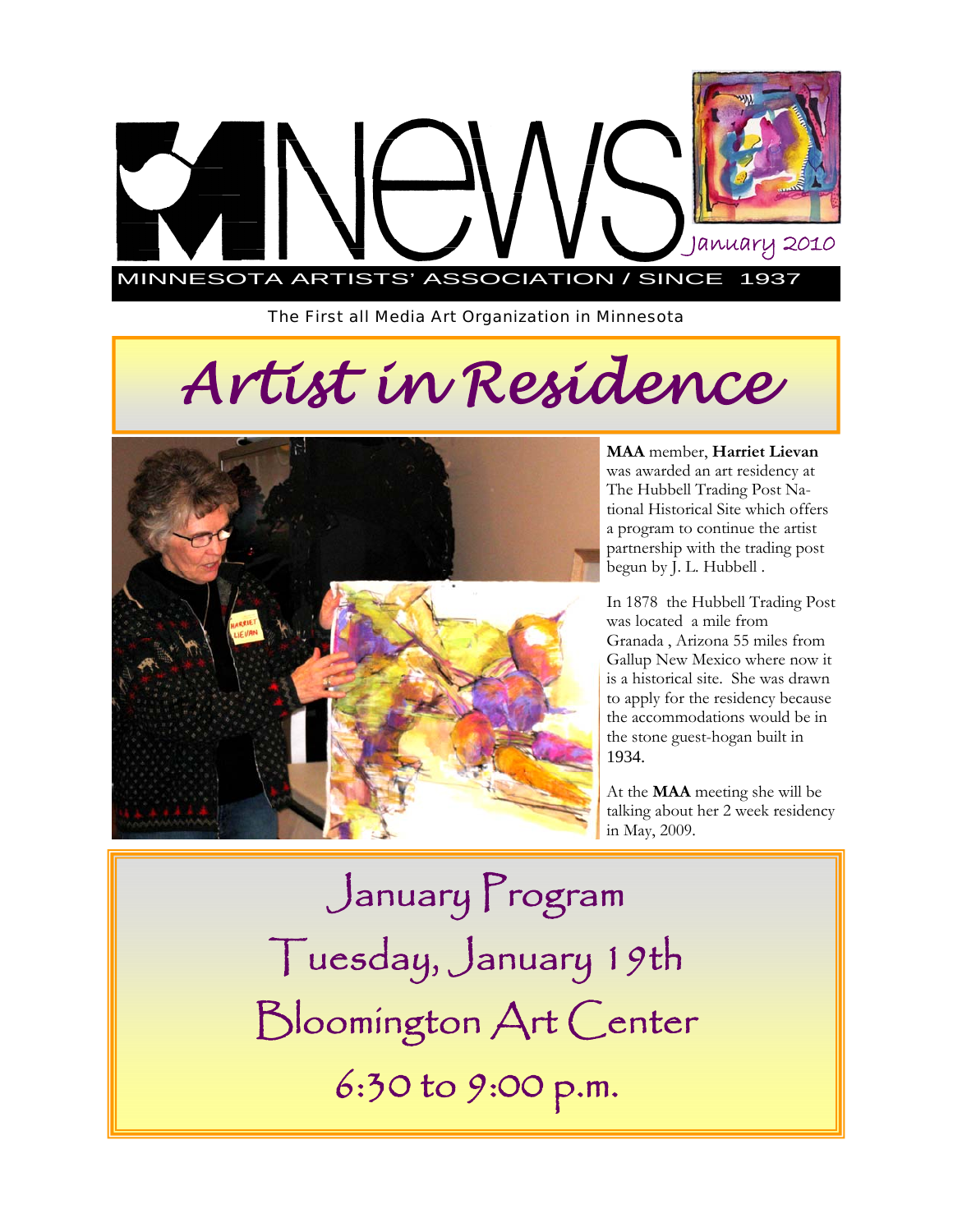# MNEWS

January 2010

MINNESOTA ARTISTS' ASSOCIATION / SINCE 1937

The First all Media Art Organization in Minnesota

# *Artist in Residence*

**MAA** member, **Harriet Lievan** was awarded an art residency at The Hubbell Trading Post National Historical Site which offers a program to continue the artist partnership with the trading post begun by J. L. Hubbell .

In 1878 the Hubbell Trading Post was located a mile from Granada , Arizona 55 miles from Gallup New Mexico where now it is a historical site. She was drawn to apply for the residency because the accommodations would be in the stone guest-hogan built in 1934.

At the **MAA** meeting she will be talking about her 2 week residency in May, 2009.

## January Program

## Tuesday, January 19th

## Bloomington Art Center

## 6:30 to 9:00 p.m.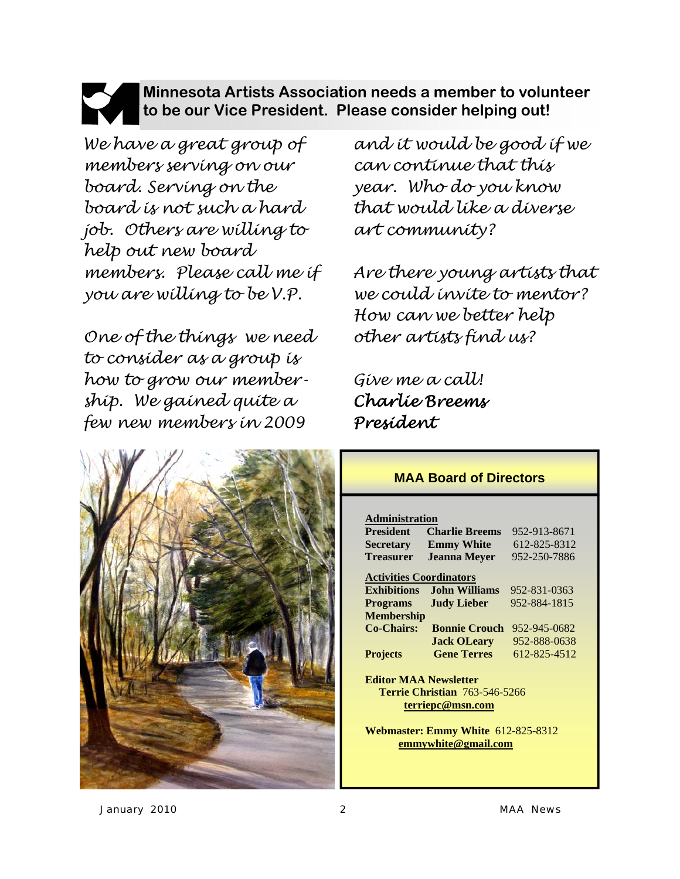## Minnesota Artists Association needs a member to volunteer to be our Vice President. Please consider helping out!

*We have a great group of members serving on our board. Serving on the board is not such a hard job. Others are willing to help out new board members. Please call me if you are willing to be V.P.*

*One of the things we need to consider as a group is how to grow our membership. We gained quite a few new members in 2009 and it would be good if we can continue that this year. Who do you know that would like a diverse art community?*

*Are there young artists that we could invite to mentor? How can we better help other artists find us?*

*Give me a call!*
***Charlie Breems***
***President***

### MAA Board of Directors

**Administration**

| | | |
|---|---|---|
| **President** | **Charlie Breems** | 952-913-8671 |
| **Secretary** | **Emmy White** | 612-825-8312 |
| **Treasurer** | **Jeanna Meyer** | 952-250-7886 |

**Activities Coordinators**

| | | |
|---|---|---|
| **Exhibitions** | **John Williams** | 952-831-0363 |
| **Programs** | **Judy Lieber** | 952-884-1815 |
| **Membership Co-Chairs:** | **Bonnie Crouch** | 952-945-0682 |
| | **Jack OLeary** | 952-888-0638 |
| **Projects** | **Gene Terres** | 612-825-4512 |

**Editor MAA Newsletter**
**Terrie Christian** 763-546-5266
**terriepc@msn.com**

**Webmaster: Emmy White** 612-825-8312
**emmywhite@gmail.com**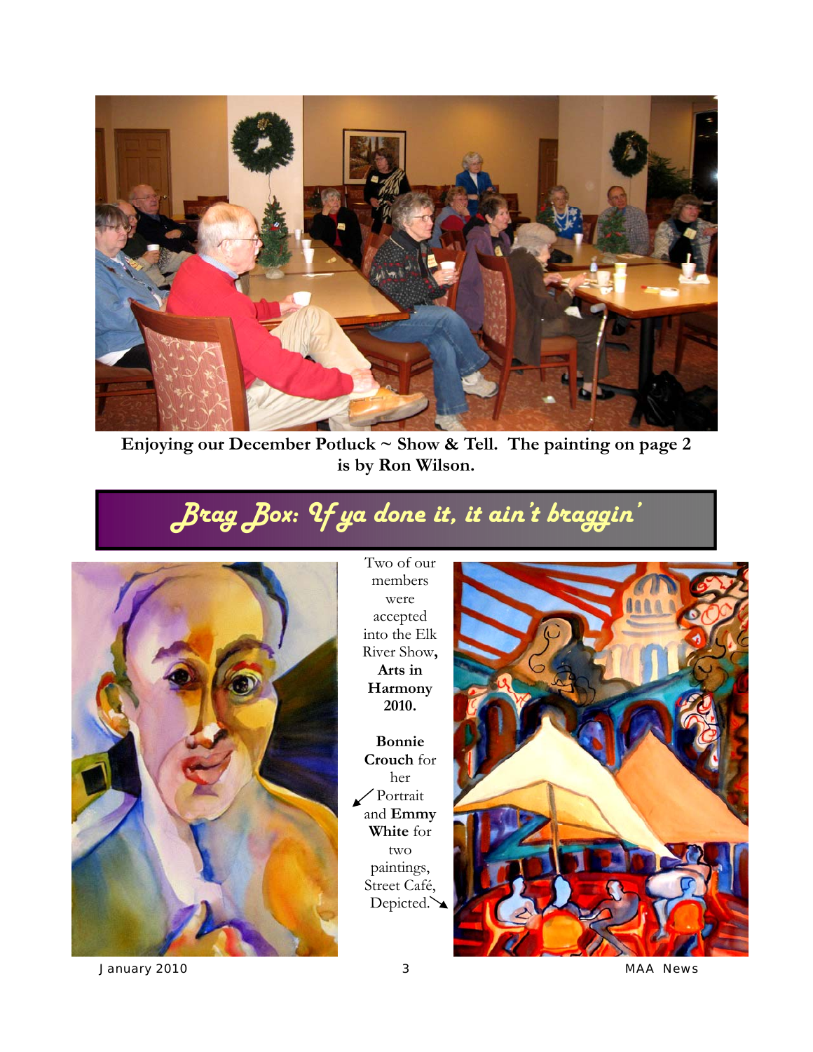Enjoying our December Potluck ~ Show & Tell. The painting on page 2 is by Ron Wilson.

## *Brag Box: If ya done it, it ain't braggin'*

Two of our members were accepted into the Elk River Show, **Arts in Harmony 2010.**

**Bonnie Crouch** for her ↙ Portrait and **Emmy White** for two paintings, Street Café, Depicted.↘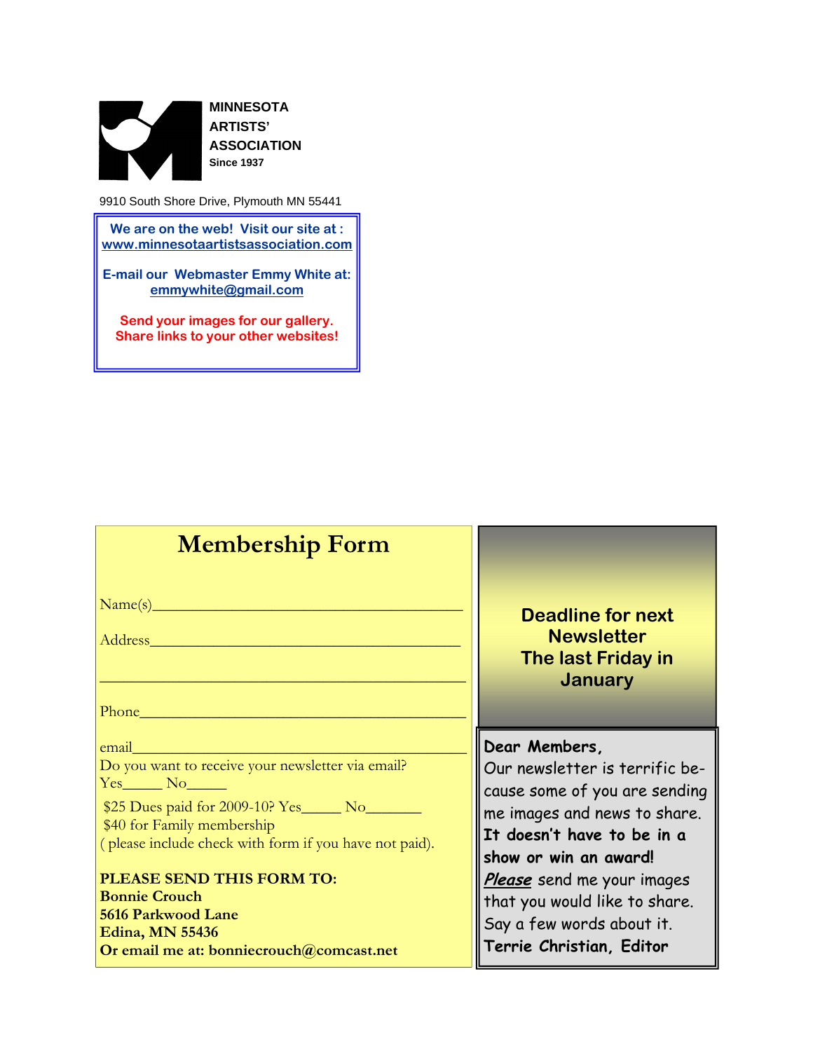**MINNESOTA**
**ARTISTS'**
**ASSOCIATION**
**Since 1937**

9910 South Shore Drive, Plymouth MN 55441

**We are on the web! Visit our site at :**
**www.minnesotaartistsassociation.com**

**E-mail our Webmaster Emmy White at:**
**emmywhite@gmail.com**

**Send your images for our gallery.**
**Share links to your other websites!**

# Membership Form

Name(s)________________________________________

Address________________________________________

_______________________________________________

Phone__________________________________________

email__________________________________________

Do you want to receive your newsletter via email?
Yes_____ No_____

$25 Dues paid for 2009-10? Yes_____ No_______
$40 for Family membership
( please include check with form if you have not paid).

**PLEASE SEND THIS FORM TO:**
**Bonnie Crouch**
**5616 Parkwood Lane**
**Edina, MN 55436**
**Or email me at: bonniecrouch@comcast.net**

**Deadline for next Newsletter**
**The last Friday in January**

**Dear Members,**
Our newsletter is terrific because some of you are sending me images and news to share. **It doesn't have to be in a show or win an award!** ***Please*** send me your images that you would like to share. Say a few words about it.
**Terrie Christian, Editor**